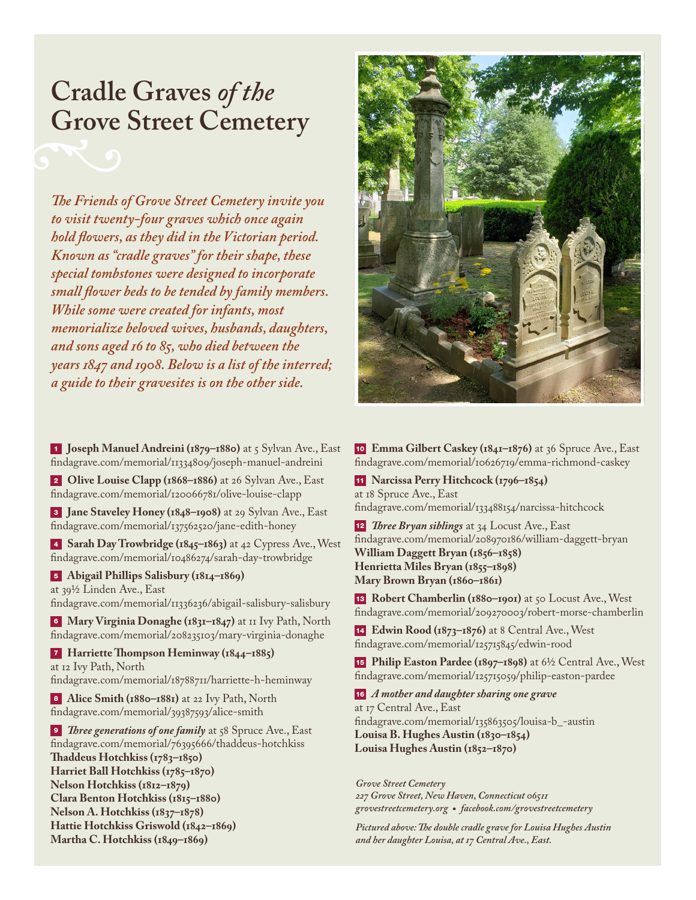# Cradle Graves *of the* Grove Street Cemetery

*The Friends of Grove Street Cemetery invite you to visit twenty-four graves which once again hold flowers, as they did in the Victorian period. Known as "cradle graves" for their shape, these special tombstones were designed to incorporate small flower beds to be tended by family members. While some were created for infants, most memorialize beloved wives, husbands, daughters, and sons aged 16 to 85, who died between the years 1847 and 1908. Below is a list of the interred; a guide to their gravesites is on the other side.*

**1** **Joseph Manuel Andreini (1879–1880)** at 5 Sylvan Ave., East
findagrave.com/memorial/11334809/joseph-manuel-andreini

**2** **Olive Louise Clapp (1868–1886)** at 26 Sylvan Ave., East
findagrave.com/memorial/120066781/olive-louise-clapp

**3** **Jane Staveley Honey (1848–1908)** at 29 Sylvan Ave., East
findagrave.com/memorial/137562520/jane-edith-honey

**4** **Sarah Day Trowbridge (1845–1863)** at 42 Cypress Ave., West
findagrave.com/memorial/10486274/sarah-day-trowbridge

**5** **Abigail Phillips Salisbury (1814–1869)**
at 39½ Linden Ave., East
findagrave.com/memorial/11336236/abigail-salisbury-salisbury

**6** **Mary Virginia Donaghe (1831–1847)** at 11 Ivy Path, North
findagrave.com/memorial/208235103/mary-virginia-donaghe

**7** **Harriette Thompson Heminway (1844–1885)**
at 12 Ivy Path, North
findagrave.com/memorial/18788711/harriette-h-heminway

**8** **Alice Smith (1880–1881)** at 22 Ivy Path, North
findagrave.com/memorial/39387593/alice-smith

**9** ***Three generations of one family*** at 58 Spruce Ave., East
findagrave.com/memorial/76395666/thaddeus-hotchkiss
**Thaddeus Hotchkiss (1783–1850)**
**Harriet Ball Hotchkiss (1785–1870)**
**Nelson Hotchkiss (1812–1879)**
**Clara Benton Hotchkiss (1815–1880)**
**Nelson A. Hotchkiss (1837–1878)**
**Hattie Hotchkiss Griswold (1842–1869)**
**Martha C. Hotchkiss (1849–1869)**

**10** **Emma Gilbert Caskey (1841–1876)** at 36 Spruce Ave., East
findagrave.com/memorial/10626719/emma-richmond-caskey

**11** **Narcissa Perry Hitchcock (1796–1854)**
at 18 Spruce Ave., East
findagrave.com/memorial/133488154/narcissa-hitchcock

**12** ***Three Bryan siblings*** at 34 Locust Ave., East
findagrave.com/memorial/208970186/william-daggett-bryan
**William Daggett Bryan (1856–1858)**
**Henrietta Miles Bryan (1855–1898)**
**Mary Brown Bryan (1860–1861)**

**13** **Robert Chamberlin (1880–1901)** at 50 Locust Ave., West
findagrave.com/memorial/209270003/robert-morse-chamberlin

**14** **Edwin Rood (1873–1876)** at 8 Central Ave., West
findagrave.com/memorial/125715845/edwin-rood

**15** **Philip Easton Pardee (1897–1898)** at 6½ Central Ave., West
findagrave.com/memorial/125715059/philip-easton-pardee

**16** ***A mother and daughter sharing one grave***
at 17 Central Ave., East
findagrave.com/memorial/135863505/louisa-b_-austin
**Louisa B. Hughes Austin (1830–1854)**
**Louisa Hughes Austin (1852–1870)**

*Grove Street Cemetery*
*227 Grove Street, New Haven, Connecticut 06511*
*grovestreetcemetery.org ▪ facebook.com/grovestreetcemetery*

*Pictured above: The double cradle grave for Louisa Hughes Austin and her daughter Louisa, at 17 Central Ave., East.*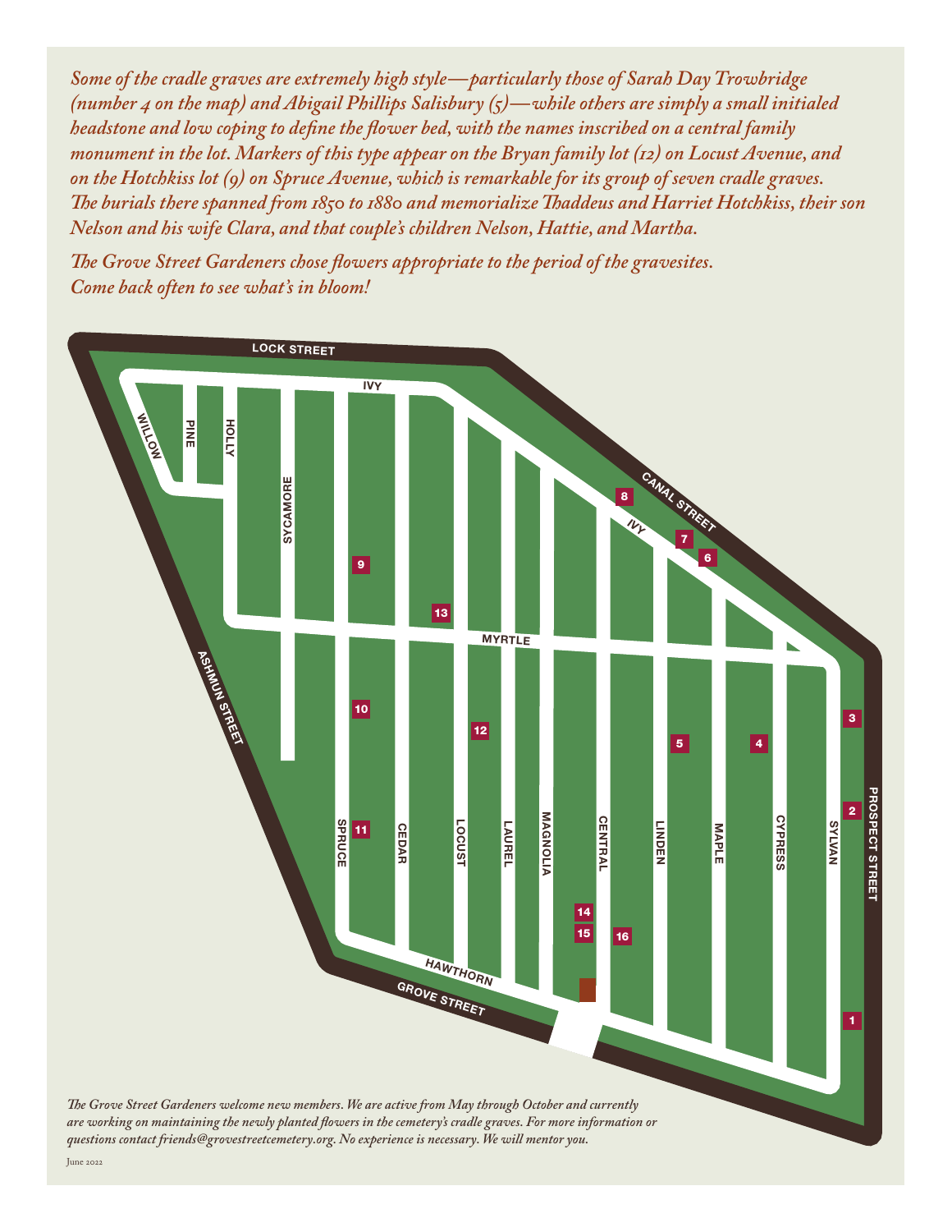*Some of the cradle graves are extremely high style—particularly those of Sarah Day Trowbridge (number 4 on the map) and Abigail Phillips Salisbury (5)—while others are simply a small initialed headstone and low coping to define the flower bed, with the names inscribed on a central family monument in the lot. Markers of this type appear on the Bryan family lot (12) on Locust Avenue, and on the Hotchkiss lot (9) on Spruce Avenue, which is remarkable for its group of seven cradle graves. The burials there spanned from 1850 to 1880 and memorialize Thaddeus and Harriet Hotchkiss, their son Nelson and his wife Clara, and that couple's children Nelson, Hattie, and Martha.*

*The Grove Street Gardeners chose flowers appropriate to the period of the gravesites. Come back often to see what's in bloom!*

LOCK STREET
IVY
WILLOW
PINE
HOLLY
SYCAMORE
CANAL STREET
IVY
8
7
6
9
13
MYRTLE
ASHMUN STREET
10
12
5
4
3
2
1
11
SPRUCE
CEDAR
LOCUST
LAUREL
MAGNOLIA
CENTRAL
LINDEN
MAPLE
CYPRESS
SYLVAN
PROSPECT STREET
14
15
16
HAWTHORN
GROVE STREET

*The Grove Street Gardeners welcome new members. We are active from May through October and currently are working on maintaining the newly planted flowers in the cemetery's cradle graves. For more information or questions contact friends@grovestreetcemetery.org. No experience is necessary. We will mentor you.*

June 2022